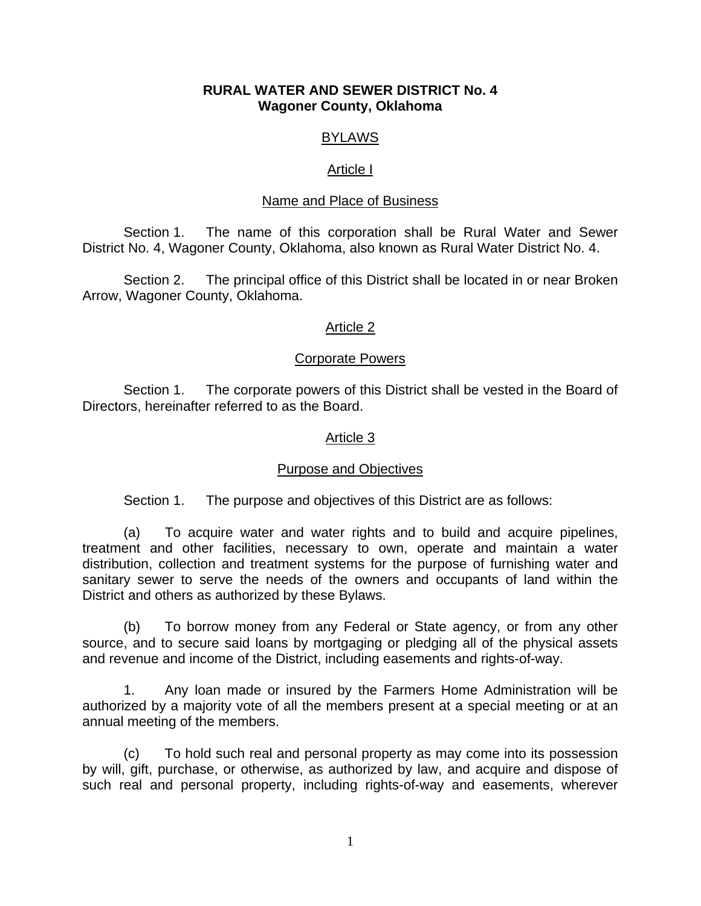**RURAL WATER AND SEWER DISTRICT No. 4**
**Wagoner County, Oklahoma**

# BYLAWS

## Article I

### Name and Place of Business

Section 1. The name of this corporation shall be Rural Water and Sewer District No. 4, Wagoner County, Oklahoma, also known as Rural Water District No. 4.

Section 2. The principal office of this District shall be located in or near Broken Arrow, Wagoner County, Oklahoma.

## Article 2

### Corporate Powers

Section 1. The corporate powers of this District shall be vested in the Board of Directors, hereinafter referred to as the Board.

## Article 3

### Purpose and Objectives

Section 1. The purpose and objectives of this District are as follows:

(a) To acquire water and water rights and to build and acquire pipelines, treatment and other facilities, necessary to own, operate and maintain a water distribution, collection and treatment systems for the purpose of furnishing water and sanitary sewer to serve the needs of the owners and occupants of land within the District and others as authorized by these Bylaws.

(b) To borrow money from any Federal or State agency, or from any other source, and to secure said loans by mortgaging or pledging all of the physical assets and revenue and income of the District, including easements and rights-of-way.

1. Any loan made or insured by the Farmers Home Administration will be authorized by a majority vote of all the members present at a special meeting or at an annual meeting of the members.

(c) To hold such real and personal property as may come into its possession by will, gift, purchase, or otherwise, as authorized by law, and acquire and dispose of such real and personal property, including rights-of-way and easements, wherever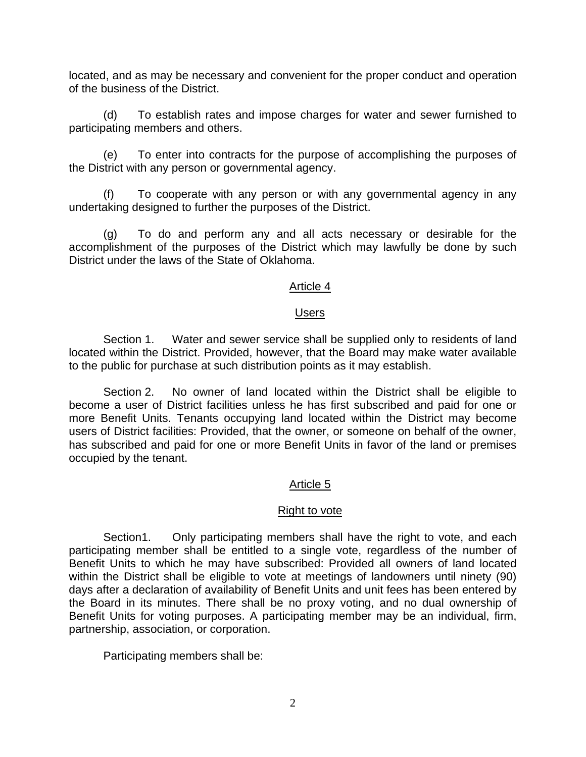located, and as may be necessary and convenient for the proper conduct and operation of the business of the District.

(d) To establish rates and impose charges for water and sewer furnished to participating members and others.

(e) To enter into contracts for the purpose of accomplishing the purposes of the District with any person or governmental agency.

(f) To cooperate with any person or with any governmental agency in any undertaking designed to further the purposes of the District.

(g) To do and perform any and all acts necessary or desirable for the accomplishment of the purposes of the District which may lawfully be done by such District under the laws of the State of Oklahoma.

## Article 4

## Users

Section 1. Water and sewer service shall be supplied only to residents of land located within the District. Provided, however, that the Board may make water available to the public for purchase at such distribution points as it may establish.

Section 2. No owner of land located within the District shall be eligible to become a user of District facilities unless he has first subscribed and paid for one or more Benefit Units. Tenants occupying land located within the District may become users of District facilities: Provided, that the owner, or someone on behalf of the owner, has subscribed and paid for one or more Benefit Units in favor of the land or premises occupied by the tenant.

## Article 5

## Right to vote

Section1. Only participating members shall have the right to vote, and each participating member shall be entitled to a single vote, regardless of the number of Benefit Units to which he may have subscribed: Provided all owners of land located within the District shall be eligible to vote at meetings of landowners until ninety (90) days after a declaration of availability of Benefit Units and unit fees has been entered by the Board in its minutes. There shall be no proxy voting, and no dual ownership of Benefit Units for voting purposes. A participating member may be an individual, firm, partnership, association, or corporation.

Participating members shall be: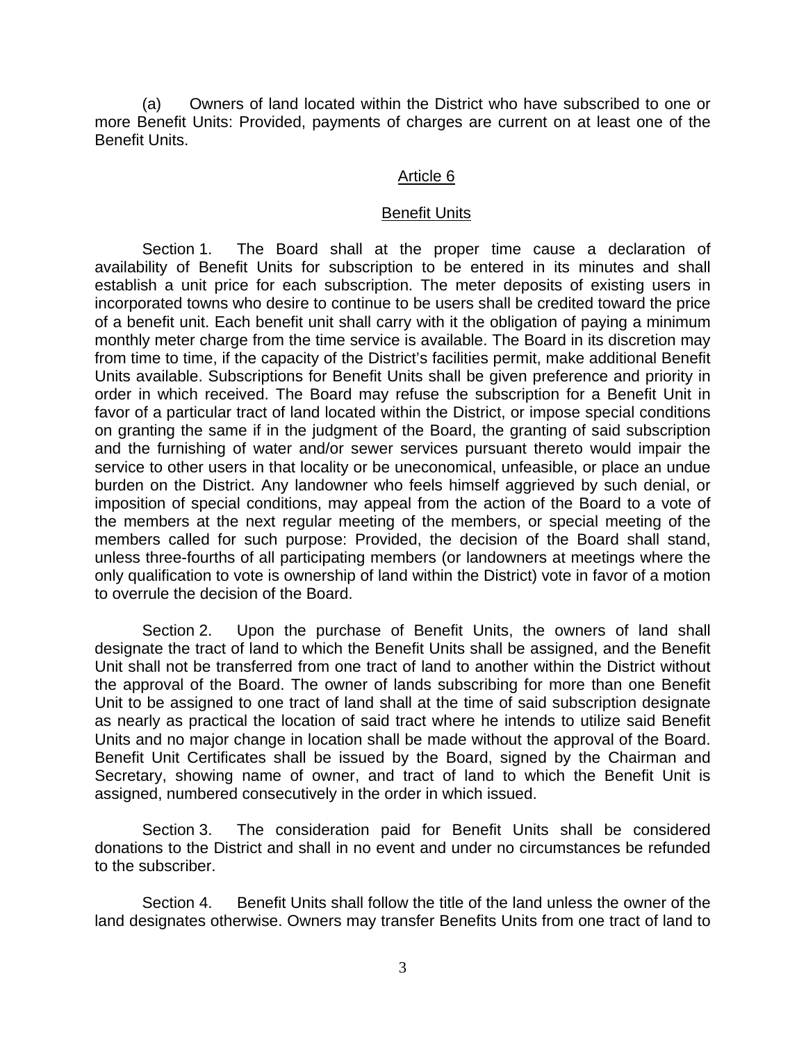(a) Owners of land located within the District who have subscribed to one or more Benefit Units: Provided, payments of charges are current on at least one of the Benefit Units.

## Article 6

## Benefit Units

Section 1. The Board shall at the proper time cause a declaration of availability of Benefit Units for subscription to be entered in its minutes and shall establish a unit price for each subscription. The meter deposits of existing users in incorporated towns who desire to continue to be users shall be credited toward the price of a benefit unit. Each benefit unit shall carry with it the obligation of paying a minimum monthly meter charge from the time service is available. The Board in its discretion may from time to time, if the capacity of the District's facilities permit, make additional Benefit Units available. Subscriptions for Benefit Units shall be given preference and priority in order in which received. The Board may refuse the subscription for a Benefit Unit in favor of a particular tract of land located within the District, or impose special conditions on granting the same if in the judgment of the Board, the granting of said subscription and the furnishing of water and/or sewer services pursuant thereto would impair the service to other users in that locality or be uneconomical, unfeasible, or place an undue burden on the District. Any landowner who feels himself aggrieved by such denial, or imposition of special conditions, may appeal from the action of the Board to a vote of the members at the next regular meeting of the members, or special meeting of the members called for such purpose: Provided, the decision of the Board shall stand, unless three-fourths of all participating members (or landowners at meetings where the only qualification to vote is ownership of land within the District) vote in favor of a motion to overrule the decision of the Board.

Section 2. Upon the purchase of Benefit Units, the owners of land shall designate the tract of land to which the Benefit Units shall be assigned, and the Benefit Unit shall not be transferred from one tract of land to another within the District without the approval of the Board. The owner of lands subscribing for more than one Benefit Unit to be assigned to one tract of land shall at the time of said subscription designate as nearly as practical the location of said tract where he intends to utilize said Benefit Units and no major change in location shall be made without the approval of the Board. Benefit Unit Certificates shall be issued by the Board, signed by the Chairman and Secretary, showing name of owner, and tract of land to which the Benefit Unit is assigned, numbered consecutively in the order in which issued.

Section 3. The consideration paid for Benefit Units shall be considered donations to the District and shall in no event and under no circumstances be refunded to the subscriber.

Section 4. Benefit Units shall follow the title of the land unless the owner of the land designates otherwise. Owners may transfer Benefits Units from one tract of land to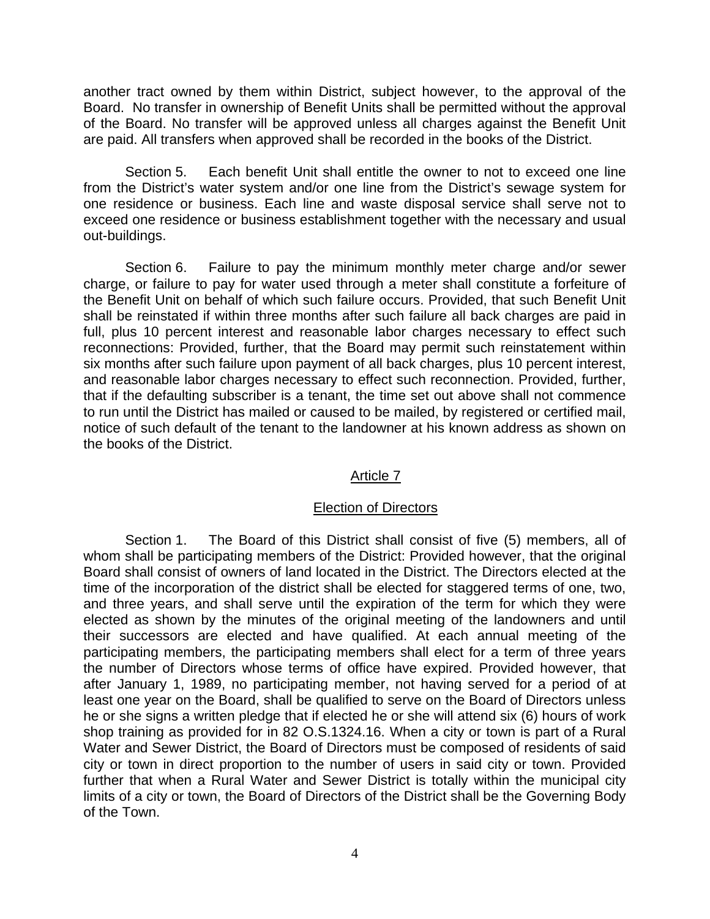another tract owned by them within District, subject however, to the approval of the Board. No transfer in ownership of Benefit Units shall be permitted without the approval of the Board. No transfer will be approved unless all charges against the Benefit Unit are paid. All transfers when approved shall be recorded in the books of the District.

Section 5. Each benefit Unit shall entitle the owner to not to exceed one line from the District's water system and/or one line from the District's sewage system for one residence or business. Each line and waste disposal service shall serve not to exceed one residence or business establishment together with the necessary and usual out-buildings.

Section 6. Failure to pay the minimum monthly meter charge and/or sewer charge, or failure to pay for water used through a meter shall constitute a forfeiture of the Benefit Unit on behalf of which such failure occurs. Provided, that such Benefit Unit shall be reinstated if within three months after such failure all back charges are paid in full, plus 10 percent interest and reasonable labor charges necessary to effect such reconnections: Provided, further, that the Board may permit such reinstatement within six months after such failure upon payment of all back charges, plus 10 percent interest, and reasonable labor charges necessary to effect such reconnection. Provided, further, that if the defaulting subscriber is a tenant, the time set out above shall not commence to run until the District has mailed or caused to be mailed, by registered or certified mail, notice of such default of the tenant to the landowner at his known address as shown on the books of the District.

## Article 7

## Election of Directors

Section 1. The Board of this District shall consist of five (5) members, all of whom shall be participating members of the District: Provided however, that the original Board shall consist of owners of land located in the District. The Directors elected at the time of the incorporation of the district shall be elected for staggered terms of one, two, and three years, and shall serve until the expiration of the term for which they were elected as shown by the minutes of the original meeting of the landowners and until their successors are elected and have qualified. At each annual meeting of the participating members, the participating members shall elect for a term of three years the number of Directors whose terms of office have expired. Provided however, that after January 1, 1989, no participating member, not having served for a period of at least one year on the Board, shall be qualified to serve on the Board of Directors unless he or she signs a written pledge that if elected he or she will attend six (6) hours of work shop training as provided for in 82 O.S.1324.16. When a city or town is part of a Rural Water and Sewer District, the Board of Directors must be composed of residents of said city or town in direct proportion to the number of users in said city or town. Provided further that when a Rural Water and Sewer District is totally within the municipal city limits of a city or town, the Board of Directors of the District shall be the Governing Body of the Town.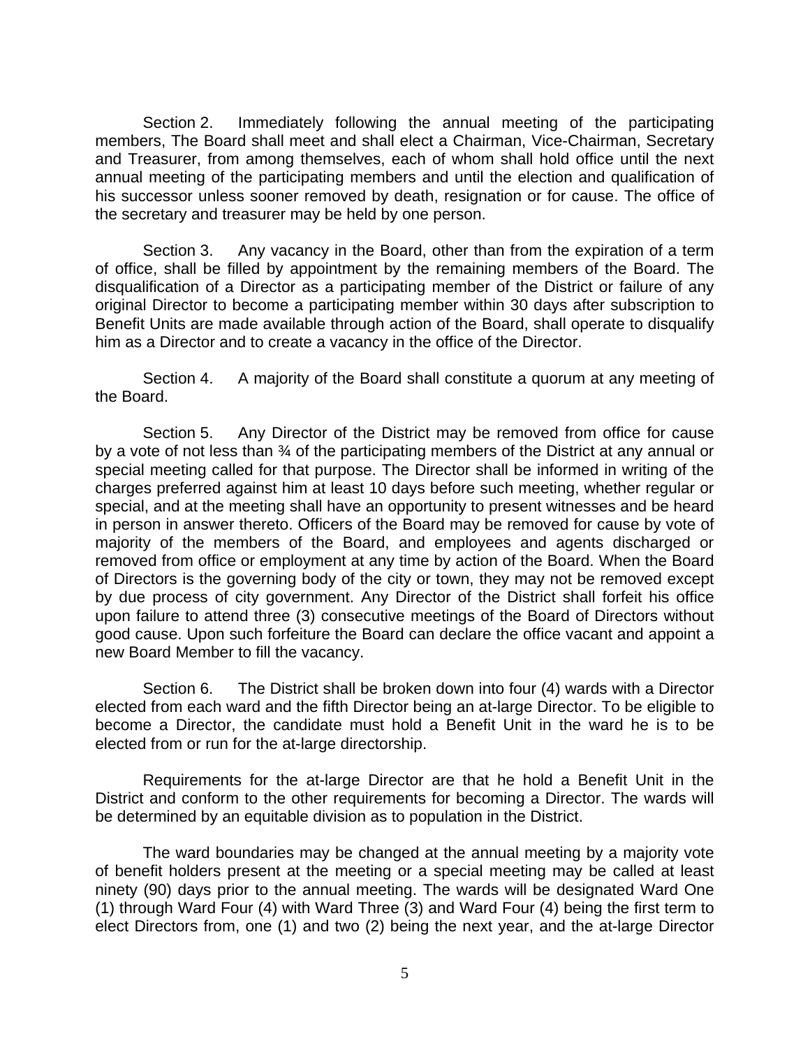Section 2. Immediately following the annual meeting of the participating members, The Board shall meet and shall elect a Chairman, Vice-Chairman, Secretary and Treasurer, from among themselves, each of whom shall hold office until the next annual meeting of the participating members and until the election and qualification of his successor unless sooner removed by death, resignation or for cause. The office of the secretary and treasurer may be held by one person.

Section 3. Any vacancy in the Board, other than from the expiration of a term of office, shall be filled by appointment by the remaining members of the Board. The disqualification of a Director as a participating member of the District or failure of any original Director to become a participating member within 30 days after subscription to Benefit Units are made available through action of the Board, shall operate to disqualify him as a Director and to create a vacancy in the office of the Director.

Section 4. A majority of the Board shall constitute a quorum at any meeting of the Board.

Section 5. Any Director of the District may be removed from office for cause by a vote of not less than ¾ of the participating members of the District at any annual or special meeting called for that purpose. The Director shall be informed in writing of the charges preferred against him at least 10 days before such meeting, whether regular or special, and at the meeting shall have an opportunity to present witnesses and be heard in person in answer thereto. Officers of the Board may be removed for cause by vote of majority of the members of the Board, and employees and agents discharged or removed from office or employment at any time by action of the Board. When the Board of Directors is the governing body of the city or town, they may not be removed except by due process of city government. Any Director of the District shall forfeit his office upon failure to attend three (3) consecutive meetings of the Board of Directors without good cause. Upon such forfeiture the Board can declare the office vacant and appoint a new Board Member to fill the vacancy.

Section 6. The District shall be broken down into four (4) wards with a Director elected from each ward and the fifth Director being an at-large Director. To be eligible to become a Director, the candidate must hold a Benefit Unit in the ward he is to be elected from or run for the at-large directorship.

Requirements for the at-large Director are that he hold a Benefit Unit in the District and conform to the other requirements for becoming a Director. The wards will be determined by an equitable division as to population in the District.

The ward boundaries may be changed at the annual meeting by a majority vote of benefit holders present at the meeting or a special meeting may be called at least ninety (90) days prior to the annual meeting. The wards will be designated Ward One (1) through Ward Four (4) with Ward Three (3) and Ward Four (4) being the first term to elect Directors from, one (1) and two (2) being the next year, and the at-large Director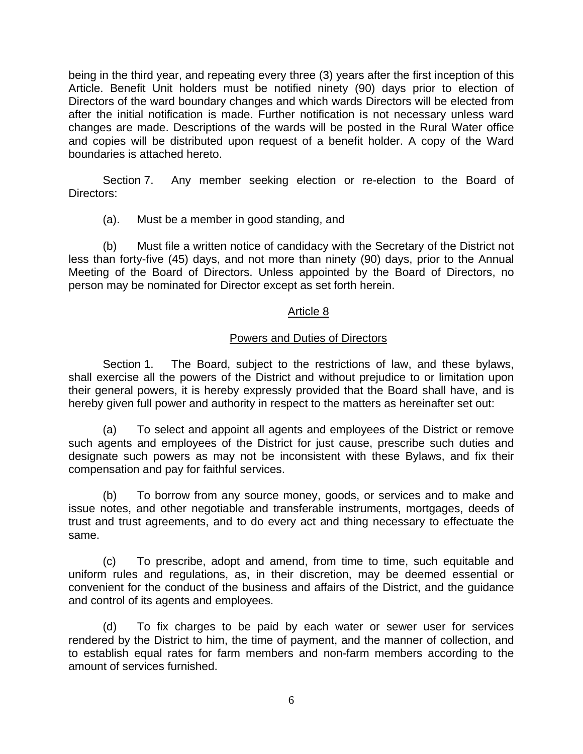being in the third year, and repeating every three (3) years after the first inception of this Article. Benefit Unit holders must be notified ninety (90) days prior to election of Directors of the ward boundary changes and which wards Directors will be elected from after the initial notification is made. Further notification is not necessary unless ward changes are made. Descriptions of the wards will be posted in the Rural Water office and copies will be distributed upon request of a benefit holder. A copy of the Ward boundaries is attached hereto.

Section 7. Any member seeking election or re-election to the Board of Directors:

(a). Must be a member in good standing, and

(b) Must file a written notice of candidacy with the Secretary of the District not less than forty-five (45) days, and not more than ninety (90) days, prior to the Annual Meeting of the Board of Directors. Unless appointed by the Board of Directors, no person may be nominated for Director except as set forth herein.

## Article 8

## Powers and Duties of Directors

Section 1. The Board, subject to the restrictions of law, and these bylaws, shall exercise all the powers of the District and without prejudice to or limitation upon their general powers, it is hereby expressly provided that the Board shall have, and is hereby given full power and authority in respect to the matters as hereinafter set out:

(a) To select and appoint all agents and employees of the District or remove such agents and employees of the District for just cause, prescribe such duties and designate such powers as may not be inconsistent with these Bylaws, and fix their compensation and pay for faithful services.

(b) To borrow from any source money, goods, or services and to make and issue notes, and other negotiable and transferable instruments, mortgages, deeds of trust and trust agreements, and to do every act and thing necessary to effectuate the same.

(c) To prescribe, adopt and amend, from time to time, such equitable and uniform rules and regulations, as, in their discretion, may be deemed essential or convenient for the conduct of the business and affairs of the District, and the guidance and control of its agents and employees.

(d) To fix charges to be paid by each water or sewer user for services rendered by the District to him, the time of payment, and the manner of collection, and to establish equal rates for farm members and non-farm members according to the amount of services furnished.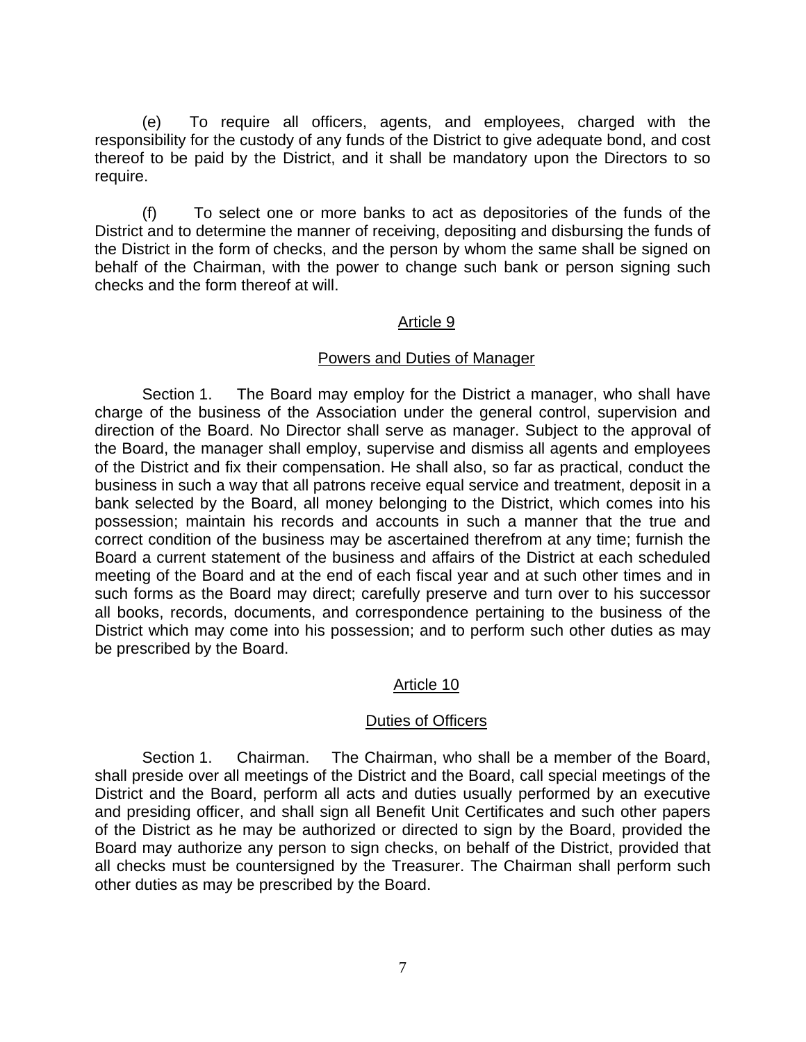(e) To require all officers, agents, and employees, charged with the responsibility for the custody of any funds of the District to give adequate bond, and cost thereof to be paid by the District, and it shall be mandatory upon the Directors to so require.

(f) To select one or more banks to act as depositories of the funds of the District and to determine the manner of receiving, depositing and disbursing the funds of the District in the form of checks, and the person by whom the same shall be signed on behalf of the Chairman, with the power to change such bank or person signing such checks and the form thereof at will.

## Article 9

### Powers and Duties of Manager

Section 1. The Board may employ for the District a manager, who shall have charge of the business of the Association under the general control, supervision and direction of the Board. No Director shall serve as manager. Subject to the approval of the Board, the manager shall employ, supervise and dismiss all agents and employees of the District and fix their compensation. He shall also, so far as practical, conduct the business in such a way that all patrons receive equal service and treatment, deposit in a bank selected by the Board, all money belonging to the District, which comes into his possession; maintain his records and accounts in such a manner that the true and correct condition of the business may be ascertained therefrom at any time; furnish the Board a current statement of the business and affairs of the District at each scheduled meeting of the Board and at the end of each fiscal year and at such other times and in such forms as the Board may direct; carefully preserve and turn over to his successor all books, records, documents, and correspondence pertaining to the business of the District which may come into his possession; and to perform such other duties as may be prescribed by the Board.

## Article 10

### Duties of Officers

Section 1. Chairman. The Chairman, who shall be a member of the Board, shall preside over all meetings of the District and the Board, call special meetings of the District and the Board, perform all acts and duties usually performed by an executive and presiding officer, and shall sign all Benefit Unit Certificates and such other papers of the District as he may be authorized or directed to sign by the Board, provided the Board may authorize any person to sign checks, on behalf of the District, provided that all checks must be countersigned by the Treasurer. The Chairman shall perform such other duties as may be prescribed by the Board.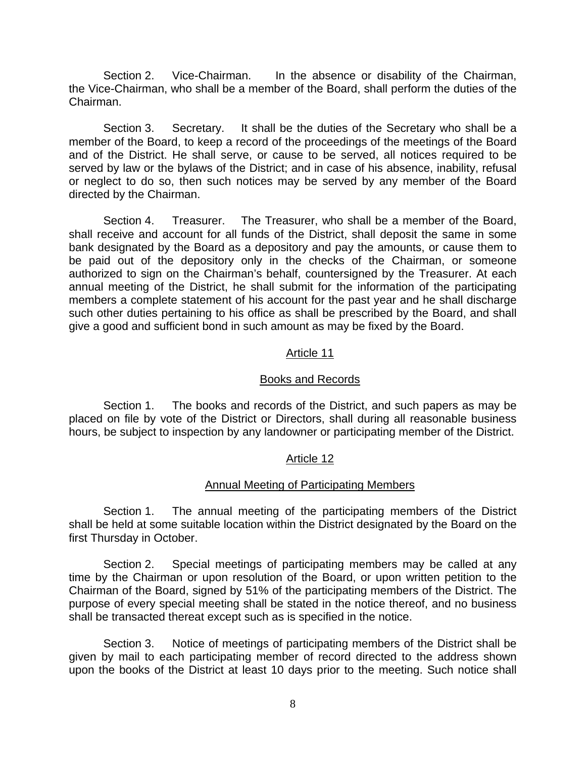Section 2. Vice-Chairman. In the absence or disability of the Chairman, the Vice-Chairman, who shall be a member of the Board, shall perform the duties of the Chairman.

Section 3. Secretary. It shall be the duties of the Secretary who shall be a member of the Board, to keep a record of the proceedings of the meetings of the Board and of the District. He shall serve, or cause to be served, all notices required to be served by law or the bylaws of the District; and in case of his absence, inability, refusal or neglect to do so, then such notices may be served by any member of the Board directed by the Chairman.

Section 4. Treasurer. The Treasurer, who shall be a member of the Board, shall receive and account for all funds of the District, shall deposit the same in some bank designated by the Board as a depository and pay the amounts, or cause them to be paid out of the depository only in the checks of the Chairman, or someone authorized to sign on the Chairman's behalf, countersigned by the Treasurer. At each annual meeting of the District, he shall submit for the information of the participating members a complete statement of his account for the past year and he shall discharge such other duties pertaining to his office as shall be prescribed by the Board, and shall give a good and sufficient bond in such amount as may be fixed by the Board.

## Article 11

## Books and Records

Section 1. The books and records of the District, and such papers as may be placed on file by vote of the District or Directors, shall during all reasonable business hours, be subject to inspection by any landowner or participating member of the District.

## Article 12

## Annual Meeting of Participating Members

Section 1. The annual meeting of the participating members of the District shall be held at some suitable location within the District designated by the Board on the first Thursday in October.

Section 2. Special meetings of participating members may be called at any time by the Chairman or upon resolution of the Board, or upon written petition to the Chairman of the Board, signed by 51% of the participating members of the District. The purpose of every special meeting shall be stated in the notice thereof, and no business shall be transacted thereat except such as is specified in the notice.

Section 3. Notice of meetings of participating members of the District shall be given by mail to each participating member of record directed to the address shown upon the books of the District at least 10 days prior to the meeting. Such notice shall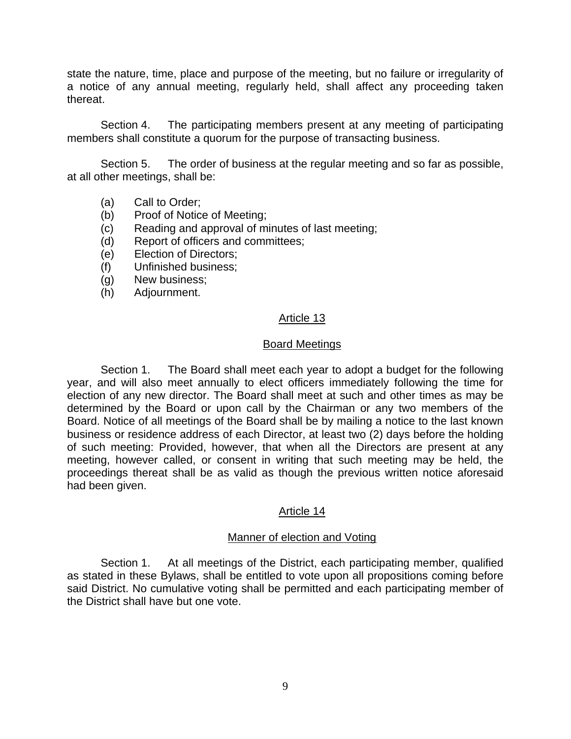state the nature, time, place and purpose of the meeting, but no failure or irregularity of a notice of any annual meeting, regularly held, shall affect any proceeding taken thereat.

Section 4. The participating members present at any meeting of participating members shall constitute a quorum for the purpose of transacting business.

Section 5. The order of business at the regular meeting and so far as possible, at all other meetings, shall be:

(a) Call to Order;
(b) Proof of Notice of Meeting;
(c) Reading and approval of minutes of last meeting;
(d) Report of officers and committees;
(e) Election of Directors;
(f) Unfinished business;
(g) New business;
(h) Adjournment.

## Article 13

## Board Meetings

Section 1. The Board shall meet each year to adopt a budget for the following year, and will also meet annually to elect officers immediately following the time for election of any new director. The Board shall meet at such and other times as may be determined by the Board or upon call by the Chairman or any two members of the Board. Notice of all meetings of the Board shall be by mailing a notice to the last known business or residence address of each Director, at least two (2) days before the holding of such meeting: Provided, however, that when all the Directors are present at any meeting, however called, or consent in writing that such meeting may be held, the proceedings thereat shall be as valid as though the previous written notice aforesaid had been given.

## Article 14

## Manner of election and Voting

Section 1. At all meetings of the District, each participating member, qualified as stated in these Bylaws, shall be entitled to vote upon all propositions coming before said District. No cumulative voting shall be permitted and each participating member of the District shall have but one vote.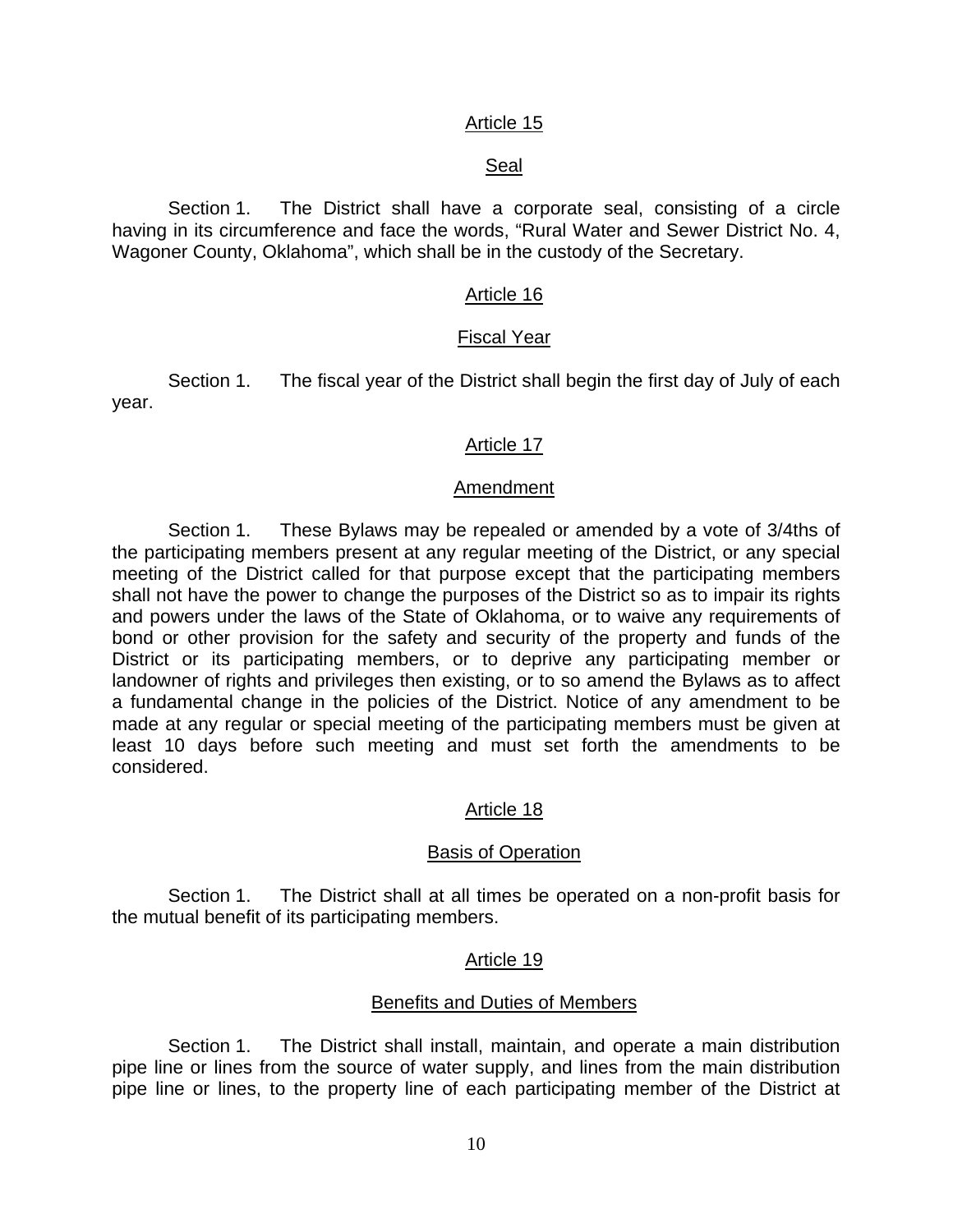## Article 15

### Seal

Section 1. The District shall have a corporate seal, consisting of a circle having in its circumference and face the words, “Rural Water and Sewer District No. 4, Wagoner County, Oklahoma”, which shall be in the custody of the Secretary.

## Article 16

### Fiscal Year

Section 1. The fiscal year of the District shall begin the first day of July of each year.

## Article 17

### Amendment

Section 1. These Bylaws may be repealed or amended by a vote of 3/4ths of the participating members present at any regular meeting of the District, or any special meeting of the District called for that purpose except that the participating members shall not have the power to change the purposes of the District so as to impair its rights and powers under the laws of the State of Oklahoma, or to waive any requirements of bond or other provision for the safety and security of the property and funds of the District or its participating members, or to deprive any participating member or landowner of rights and privileges then existing, or to so amend the Bylaws as to affect a fundamental change in the policies of the District. Notice of any amendment to be made at any regular or special meeting of the participating members must be given at least 10 days before such meeting and must set forth the amendments to be considered.

## Article 18

### Basis of Operation

Section 1. The District shall at all times be operated on a non-profit basis for the mutual benefit of its participating members.

## Article 19

### Benefits and Duties of Members

Section 1. The District shall install, maintain, and operate a main distribution pipe line or lines from the source of water supply, and lines from the main distribution pipe line or lines, to the property line of each participating member of the District at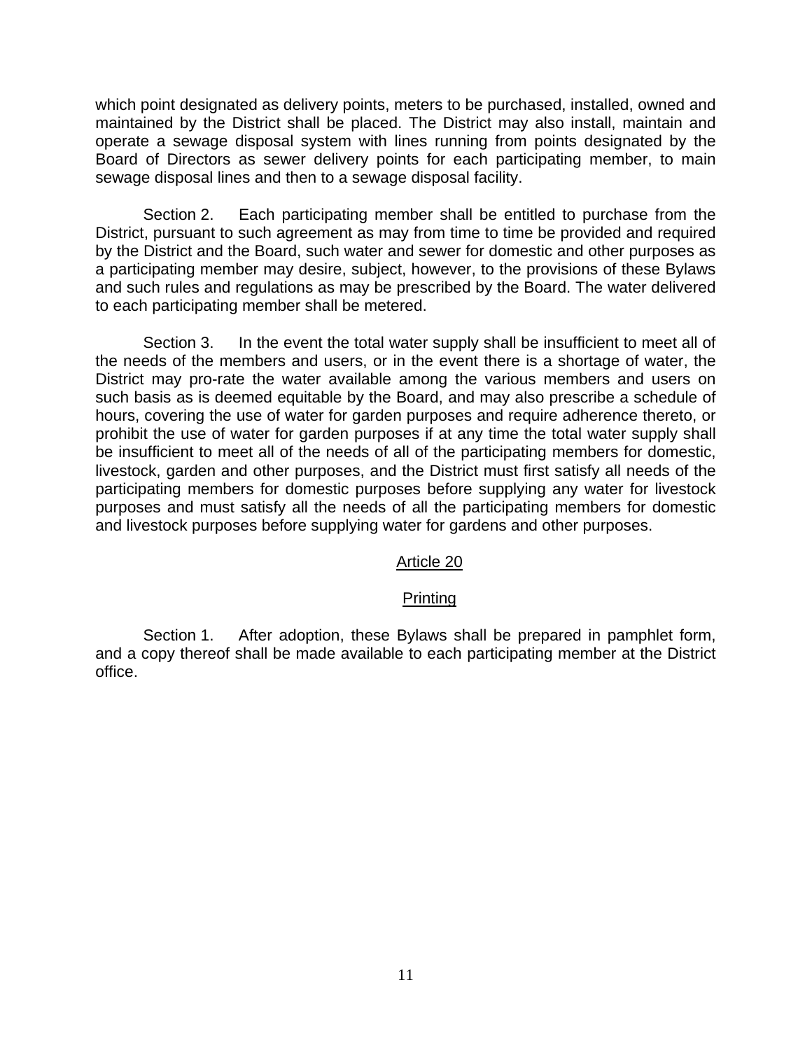which point designated as delivery points, meters to be purchased, installed, owned and maintained by the District shall be placed. The District may also install, maintain and operate a sewage disposal system with lines running from points designated by the Board of Directors as sewer delivery points for each participating member, to main sewage disposal lines and then to a sewage disposal facility.

Section 2. Each participating member shall be entitled to purchase from the District, pursuant to such agreement as may from time to time be provided and required by the District and the Board, such water and sewer for domestic and other purposes as a participating member may desire, subject, however, to the provisions of these Bylaws and such rules and regulations as may be prescribed by the Board. The water delivered to each participating member shall be metered.

Section 3. In the event the total water supply shall be insufficient to meet all of the needs of the members and users, or in the event there is a shortage of water, the District may pro-rate the water available among the various members and users on such basis as is deemed equitable by the Board, and may also prescribe a schedule of hours, covering the use of water for garden purposes and require adherence thereto, or prohibit the use of water for garden purposes if at any time the total water supply shall be insufficient to meet all of the needs of all of the participating members for domestic, livestock, garden and other purposes, and the District must first satisfy all needs of the participating members for domestic purposes before supplying any water for livestock purposes and must satisfy all the needs of all the participating members for domestic and livestock purposes before supplying water for gardens and other purposes.

## Article 20

## Printing

Section 1. After adoption, these Bylaws shall be prepared in pamphlet form, and a copy thereof shall be made available to each participating member at the District office.